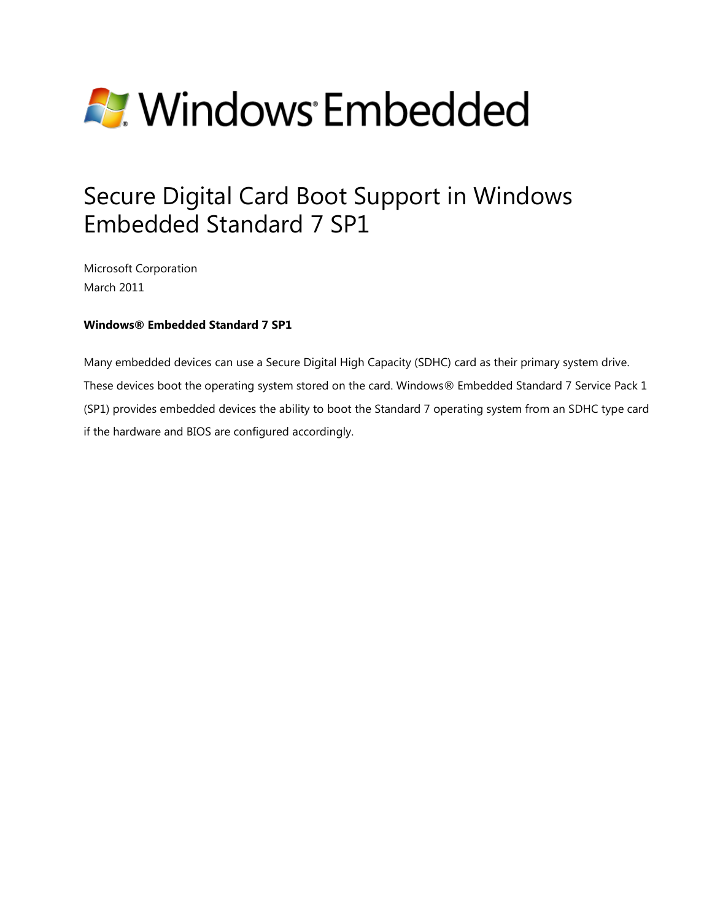Windows Embedded

# Secure Digital Card Boot Support in Windows Embedded Standard 7 SP1

Microsoft Corporation
March 2011

**Windows® Embedded Standard 7 SP1**

Many embedded devices can use a Secure Digital High Capacity (SDHC) card as their primary system drive. These devices boot the operating system stored on the card. Windows® Embedded Standard 7 Service Pack 1 (SP1) provides embedded devices the ability to boot the Standard 7 operating system from an SDHC type card if the hardware and BIOS are configured accordingly.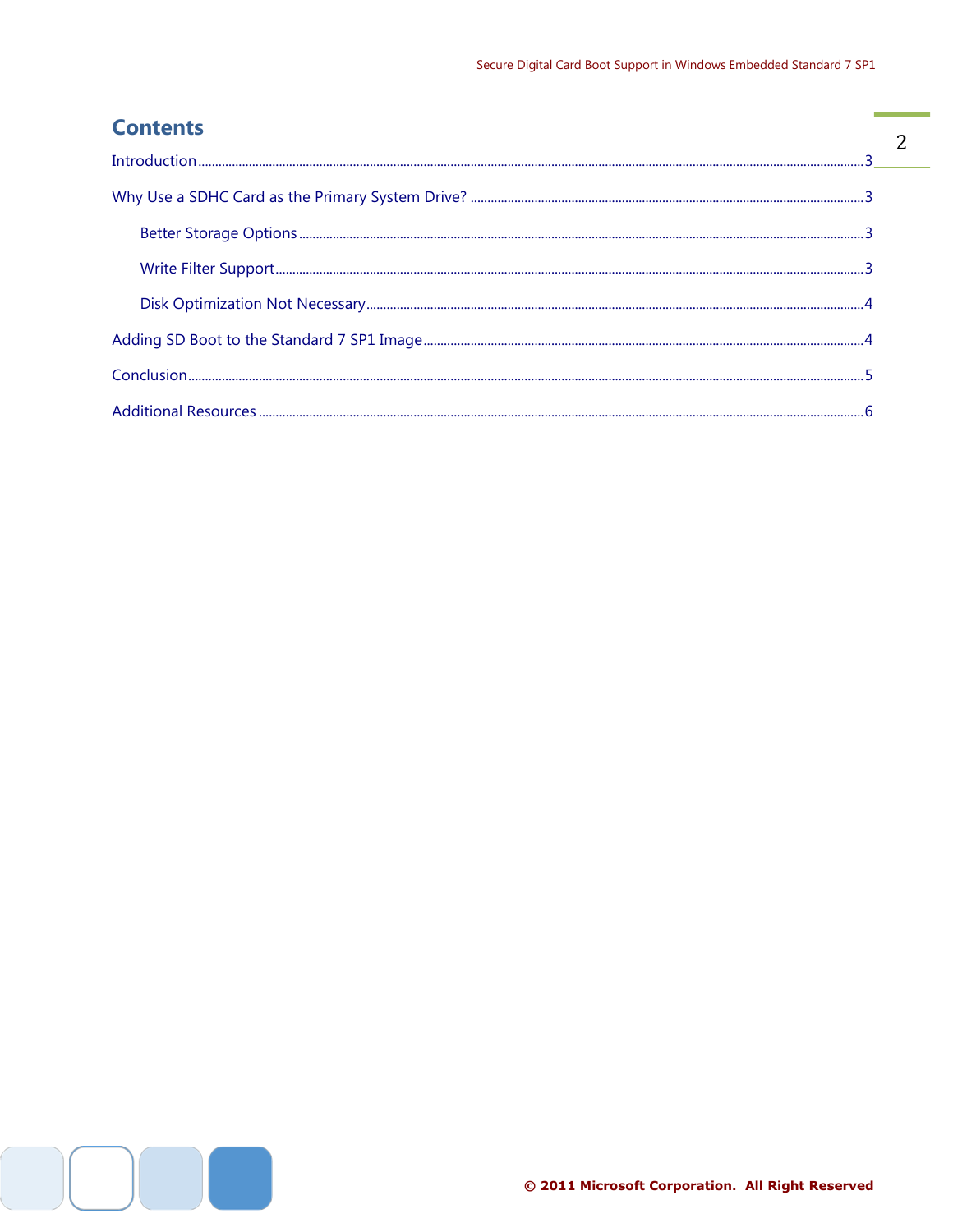## Contents

Introduction ........ 3

Why Use a SDHC Card as the Primary System Drive? ........ 3

- Better Storage Options ........ 3
- Write Filter Support ........ 3
- Disk Optimization Not Necessary ........ 4

Adding SD Boot to the Standard 7 SP1 Image ........ 4

Conclusion ........ 5

Additional Resources ........ 6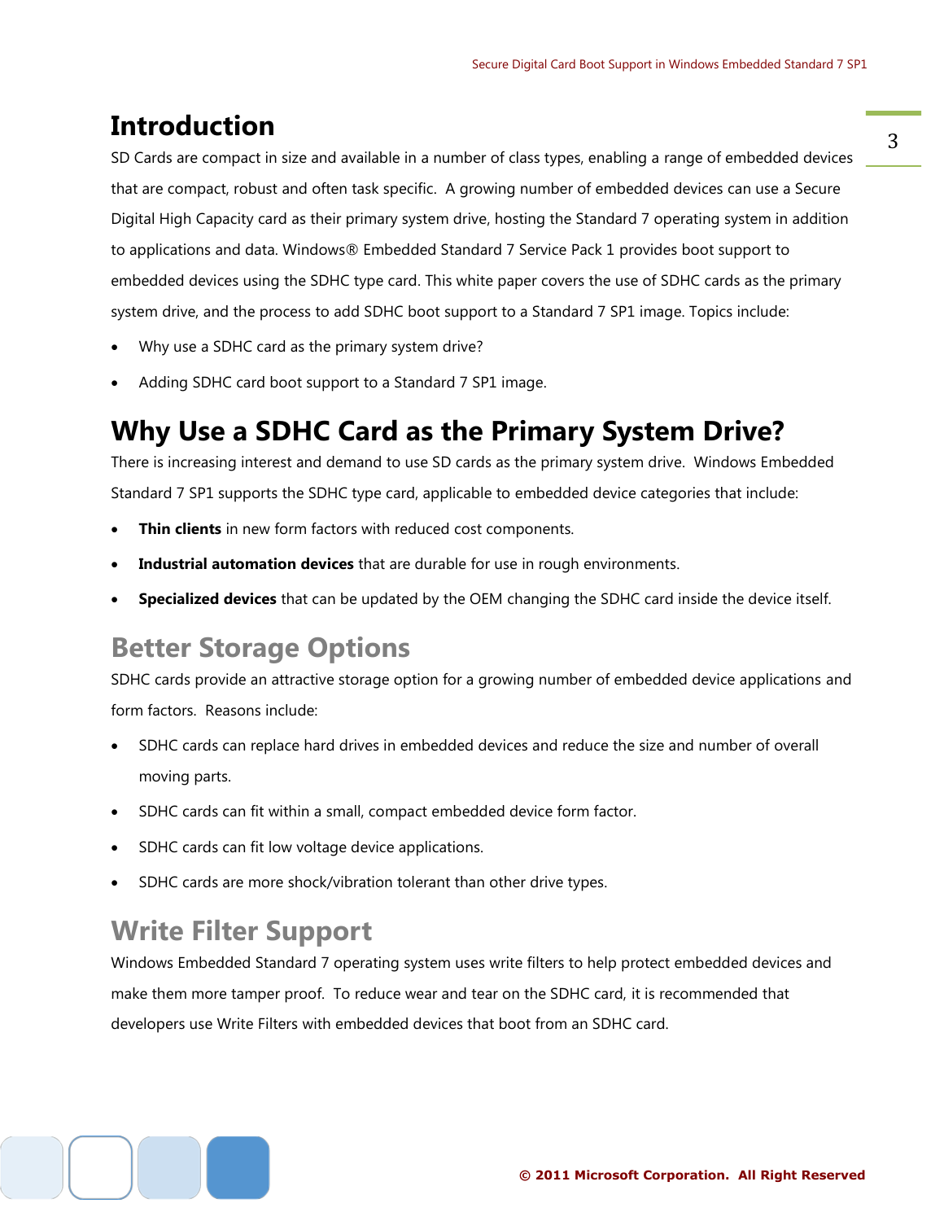# Introduction

SD Cards are compact in size and available in a number of class types, enabling a range of embedded devices that are compact, robust and often task specific. A growing number of embedded devices can use a Secure Digital High Capacity card as their primary system drive, hosting the Standard 7 operating system in addition to applications and data. Windows® Embedded Standard 7 Service Pack 1 provides boot support to embedded devices using the SDHC type card. This white paper covers the use of SDHC cards as the primary system drive, and the process to add SDHC boot support to a Standard 7 SP1 image. Topics include:

- Why use a SDHC card as the primary system drive?
- Adding SDHC card boot support to a Standard 7 SP1 image.

# Why Use a SDHC Card as the Primary System Drive?

There is increasing interest and demand to use SD cards as the primary system drive. Windows Embedded Standard 7 SP1 supports the SDHC type card, applicable to embedded device categories that include:

- **Thin clients** in new form factors with reduced cost components.
- **Industrial automation devices** that are durable for use in rough environments.
- **Specialized devices** that can be updated by the OEM changing the SDHC card inside the device itself.

## Better Storage Options

SDHC cards provide an attractive storage option for a growing number of embedded device applications and form factors. Reasons include:

- SDHC cards can replace hard drives in embedded devices and reduce the size and number of overall moving parts.
- SDHC cards can fit within a small, compact embedded device form factor.
- SDHC cards can fit low voltage device applications.
- SDHC cards are more shock/vibration tolerant than other drive types.

## Write Filter Support

Windows Embedded Standard 7 operating system uses write filters to help protect embedded devices and make them more tamper proof. To reduce wear and tear on the SDHC card, it is recommended that developers use Write Filters with embedded devices that boot from an SDHC card.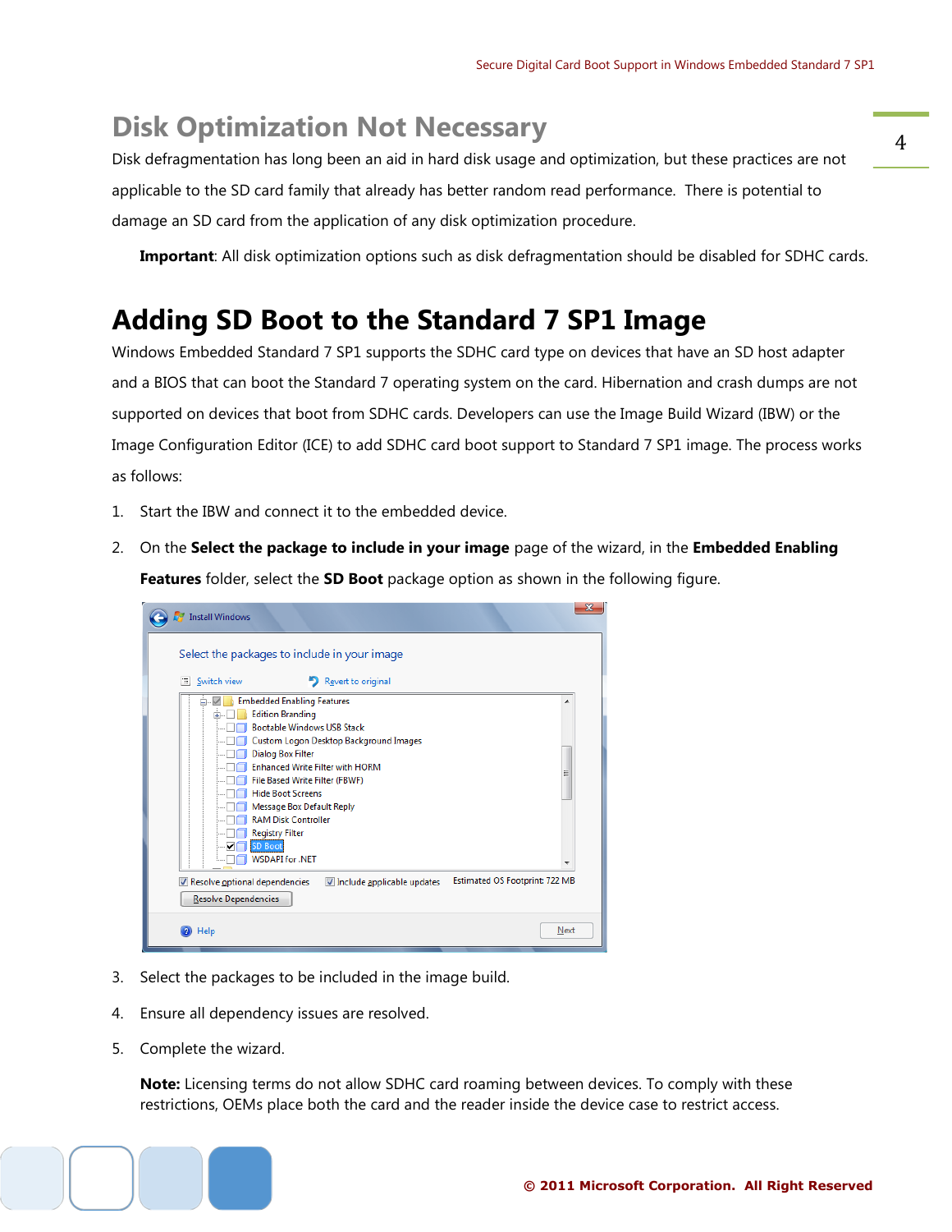## Disk Optimization Not Necessary

Disk defragmentation has long been an aid in hard disk usage and optimization, but these practices are not applicable to the SD card family that already has better random read performance. There is potential to damage an SD card from the application of any disk optimization procedure.

> **Important**: All disk optimization options such as disk defragmentation should be disabled for SDHC cards.

# Adding SD Boot to the Standard 7 SP1 Image

Windows Embedded Standard 7 SP1 supports the SDHC card type on devices that have an SD host adapter and a BIOS that can boot the Standard 7 operating system on the card. Hibernation and crash dumps are not supported on devices that boot from SDHC cards. Developers can use the Image Build Wizard (IBW) or the Image Configuration Editor (ICE) to add SDHC card boot support to Standard 7 SP1 image. The process works as follows:

1. Start the IBW and connect it to the embedded device.
2. On the **Select the package to include in your image** page of the wizard, in the **Embedded Enabling Features** folder, select the **SD Boot** package option as shown in the following figure.
3. Select the packages to be included in the image build.
4. Ensure all dependency issues are resolved.
5. Complete the wizard.

> **Note:** Licensing terms do not allow SDHC card roaming between devices. To comply with these restrictions, OEMs place both the card and the reader inside the device case to restrict access.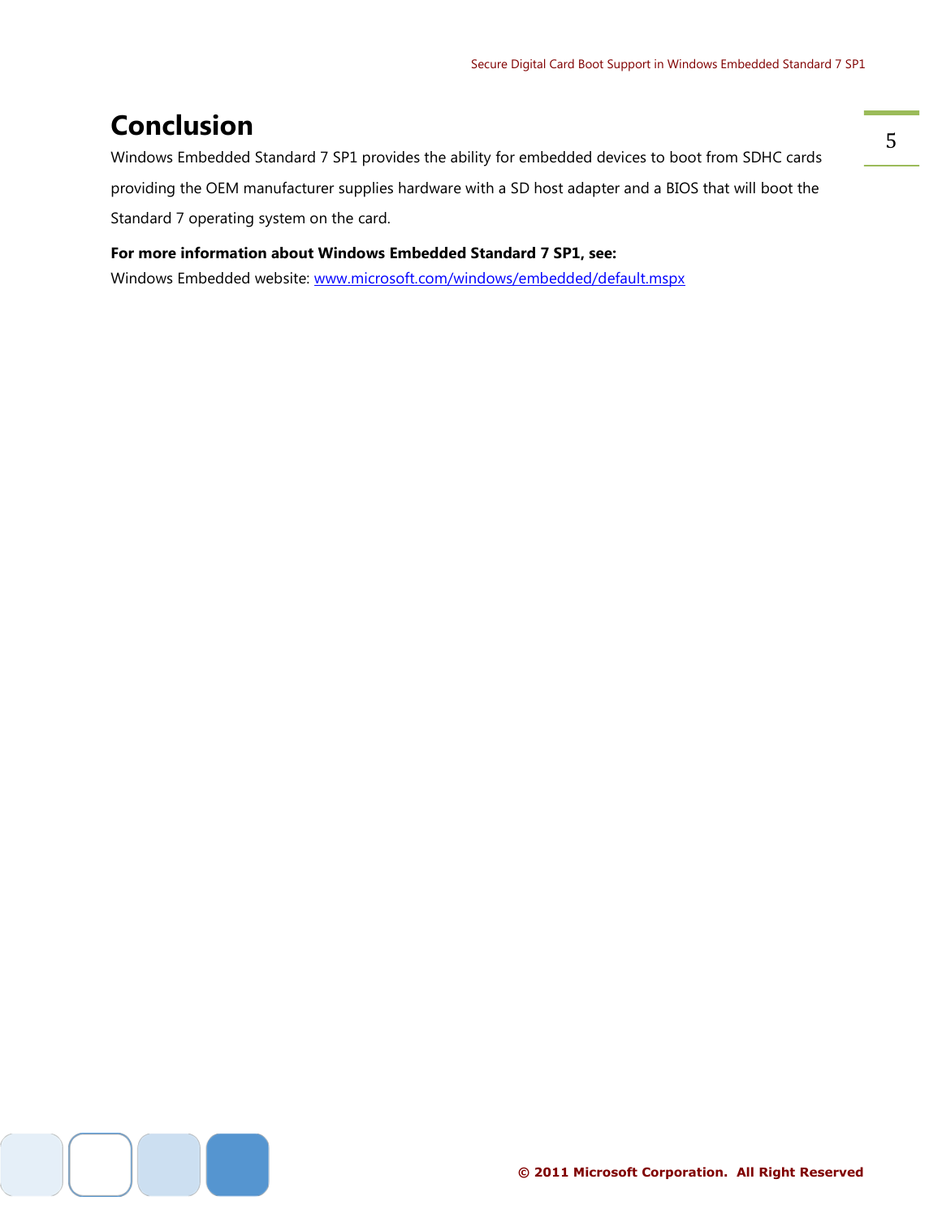# Conclusion

Windows Embedded Standard 7 SP1 provides the ability for embedded devices to boot from SDHC cards providing the OEM manufacturer supplies hardware with a SD host adapter and a BIOS that will boot the Standard 7 operating system on the card.

**For more information about Windows Embedded Standard 7 SP1, see:**

Windows Embedded website: [www.microsoft.com/windows/embedded/default.mspx](http://www.microsoft.com/windows/embedded/default.mspx)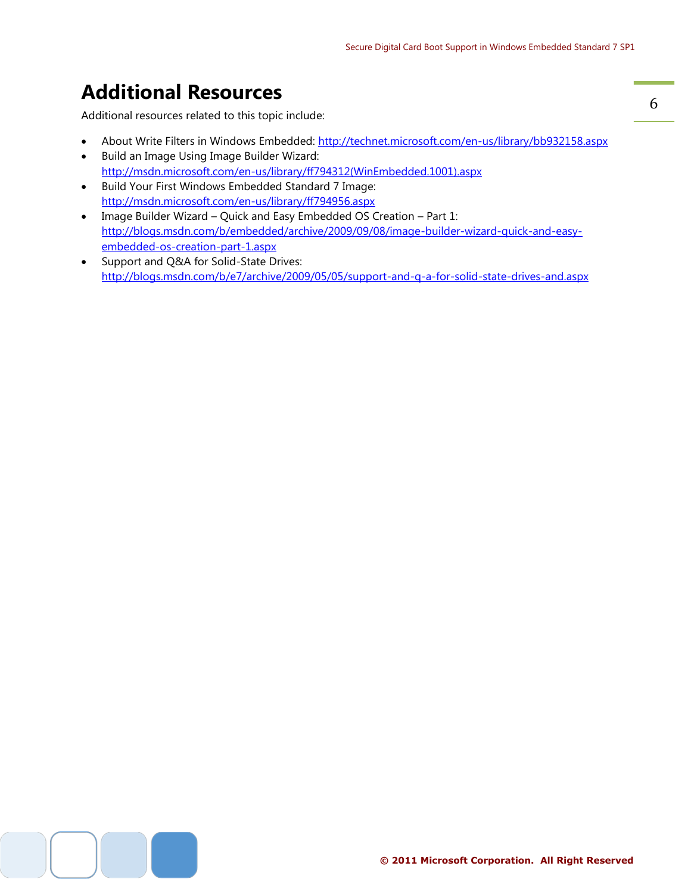# Additional Resources

Additional resources related to this topic include:

- About Write Filters in Windows Embedded: http://technet.microsoft.com/en-us/library/bb932158.aspx
- Build an Image Using Image Builder Wizard: http://msdn.microsoft.com/en-us/library/ff794312(WinEmbedded.1001).aspx
- Build Your First Windows Embedded Standard 7 Image: http://msdn.microsoft.com/en-us/library/ff794956.aspx
- Image Builder Wizard – Quick and Easy Embedded OS Creation – Part 1: http://blogs.msdn.com/b/embedded/archive/2009/09/08/image-builder-wizard-quick-and-easy-embedded-os-creation-part-1.aspx
- Support and Q&A for Solid-State Drives: http://blogs.msdn.com/b/e7/archive/2009/05/05/support-and-q-a-for-solid-state-drives-and.aspx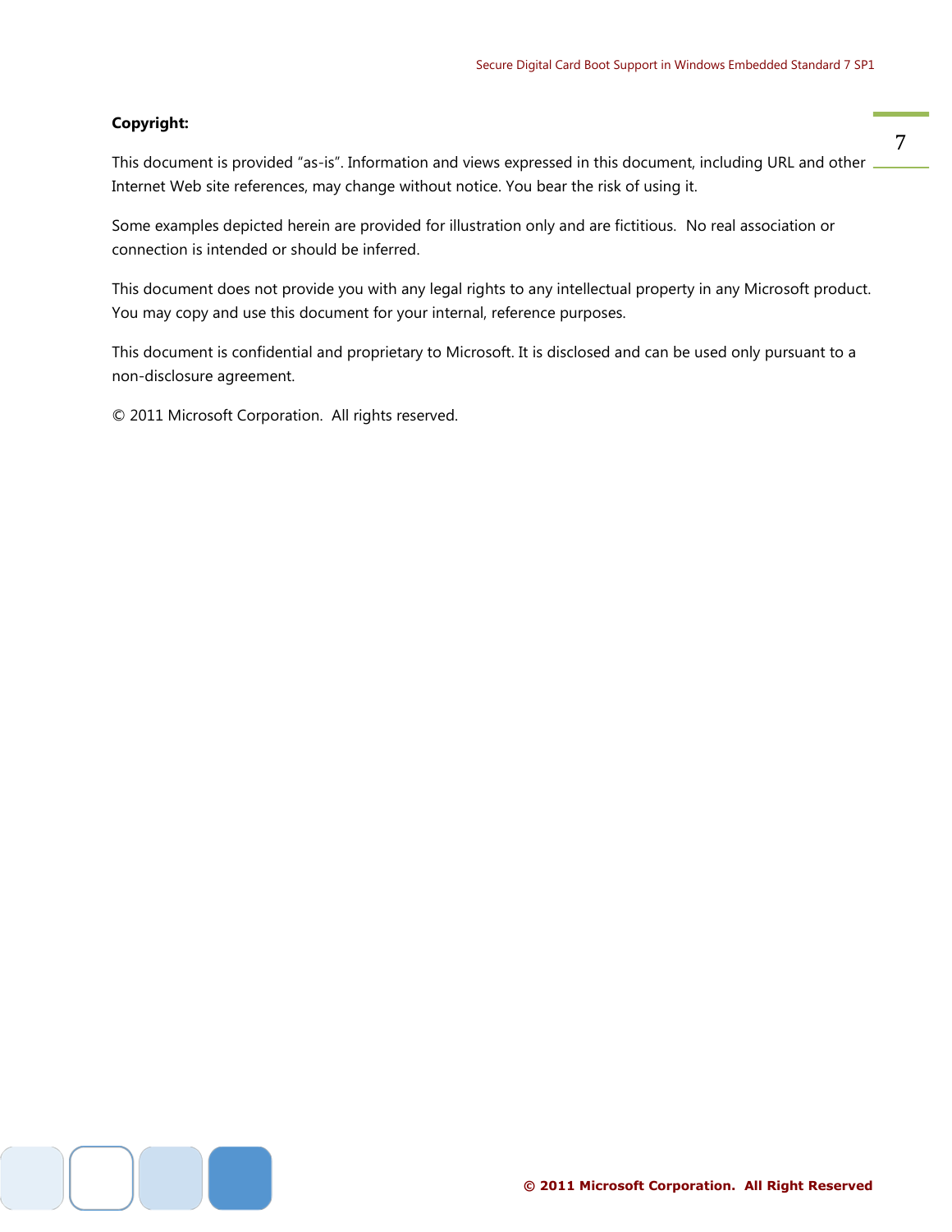**Copyright:**

This document is provided "as-is". Information and views expressed in this document, including URL and other Internet Web site references, may change without notice. You bear the risk of using it.

Some examples depicted herein are provided for illustration only and are fictitious. No real association or connection is intended or should be inferred.

This document does not provide you with any legal rights to any intellectual property in any Microsoft product. You may copy and use this document for your internal, reference purposes.

This document is confidential and proprietary to Microsoft. It is disclosed and can be used only pursuant to a non-disclosure agreement.

© 2011 Microsoft Corporation. All rights reserved.